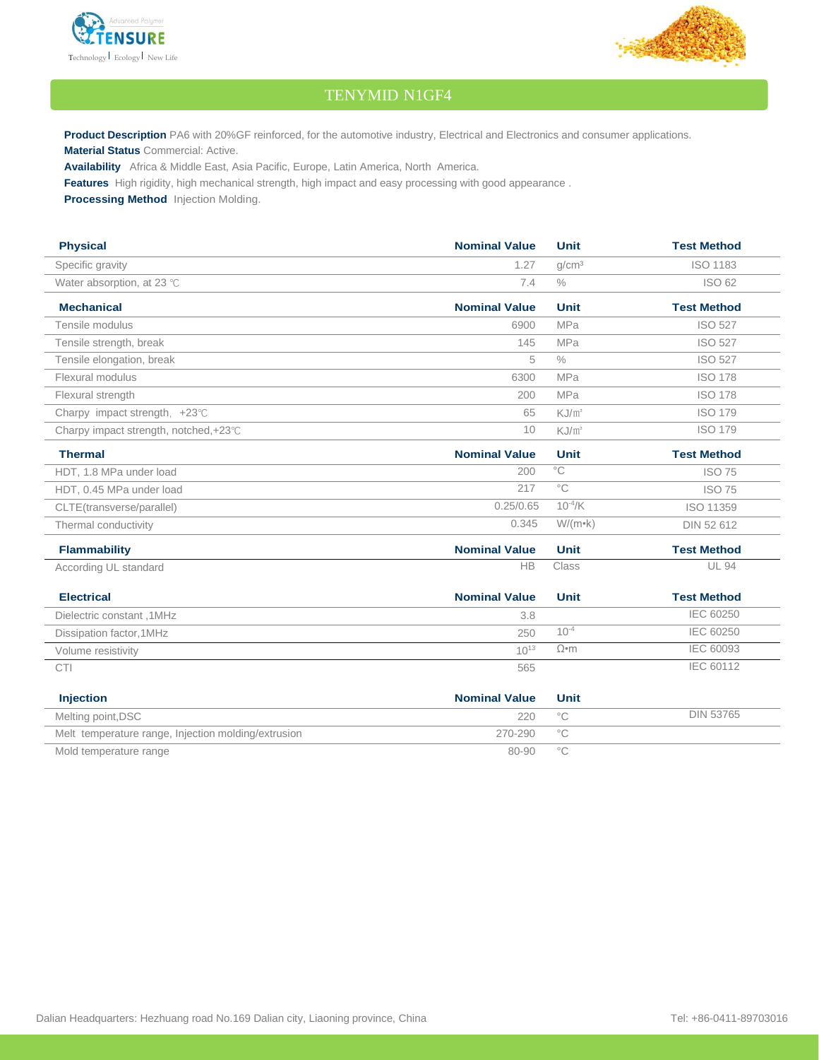# TENYMID N1GF4

**Product Description** PA6 with 20%GF reinforced, for the automotive industry, Electrical and Electronics and consumer applications.

**Material Status** Commercial: Active.

**Availability** Africa & Middle East, Asia Pacific, Europe, Latin America, North America.

**Features** High rigidity, high mechanical strength, high impact and easy processing with good appearance .

**Processing Method** Injection Molding.

| Physical | Nominal Value | Unit | Test Method |
|---|---|---|---|
| Specific gravity | 1.27 | g/cm³ | ISO 1183 |
| Water absorption, at 23 ℃ | 7.4 | % | ISO 62 |

| Mechanical | Nominal Value | Unit | Test Method |
|---|---|---|---|
| Tensile modulus | 6900 | MPa | ISO 527 |
| Tensile strength, break | 145 | MPa | ISO 527 |
| Tensile elongation, break | 5 | % | ISO 527 |
| Flexural modulus | 6300 | MPa | ISO 178 |
| Flexural strength | 200 | MPa | ISO 178 |
| Charpy impact strength, +23℃ | 65 | KJ/㎡ | ISO 179 |
| Charpy impact strength, notched,+23℃ | 10 | KJ/㎡ | ISO 179 |

| Thermal | Nominal Value | Unit | Test Method |
|---|---|---|---|
| HDT, 1.8 MPa under load | 200 | °C | ISO 75 |
| HDT, 0.45 MPa under load | 217 | °C | ISO 75 |
| CLTE(transverse/parallel) | 0.25/0.65 | $10^{-4}$/K | ISO 11359 |
| Thermal conductivity | 0.345 | W/(m•k) | DIN 52 612 |

| Flammability | Nominal Value | Unit | Test Method |
|---|---|---|---|
| According UL standard | HB | Class | UL 94 |

| Electrical | Nominal Value | Unit | Test Method |
|---|---|---|---|
| Dielectric constant ,1MHz | 3.8 | | IEC 60250 |
| Dissipation factor,1MHz | 250 | $10^{-4}$ | IEC 60250 |
| Volume resistivity | $10^{13}$ | Ω•m | IEC 60093 |
| CTI | 565 | | IEC 60112 |

| Injection | Nominal Value | Unit | |
|---|---|---|---|
| Melting point,DSC | 220 | °C | DIN 53765 |
| Melt temperature range, Injection molding/extrusion | 270-290 | °C | |
| Mold temperature range | 80-90 | °C | |

Dalian Headquarters: Hezhuang road No.169 Dalian city, Liaoning province, China

Tel: +86-0411-89703016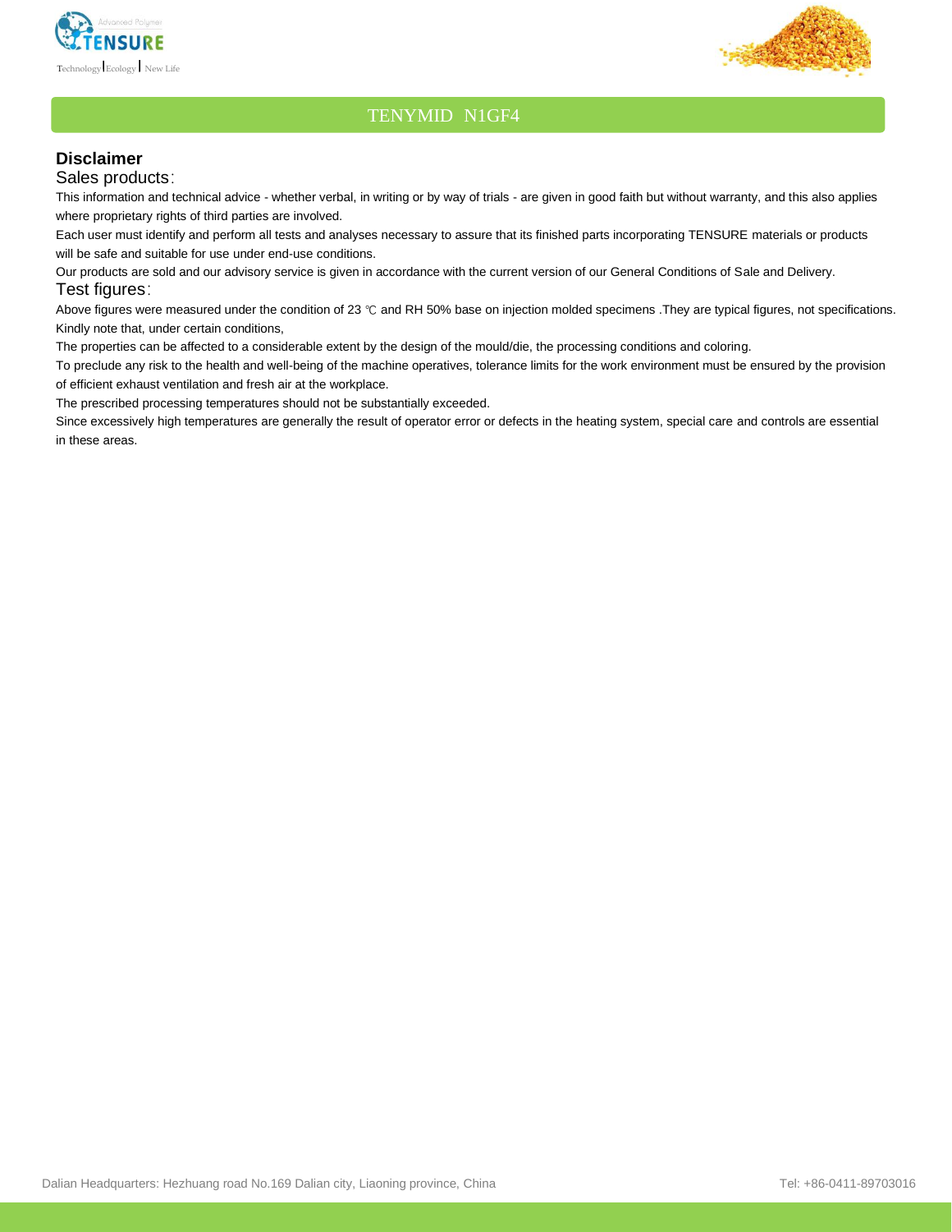# TENYMID N1GF4

## Disclaimer

### Sales products:

This information and technical advice - whether verbal, in writing or by way of trials - are given in good faith but without warranty, and this also applies where proprietary rights of third parties are involved.

Each user must identify and perform all tests and analyses necessary to assure that its finished parts incorporating TENSURE materials or products will be safe and suitable for use under end-use conditions.

Our products are sold and our advisory service is given in accordance with the current version of our General Conditions of Sale and Delivery.

### Test figures:

Above figures were measured under the condition of 23 ℃ and RH 50% base on injection molded specimens .They are typical figures, not specifications. Kindly note that, under certain conditions,

The properties can be affected to a considerable extent by the design of the mould/die, the processing conditions and coloring.

To preclude any risk to the health and well-being of the machine operatives, tolerance limits for the work environment must be ensured by the provision of efficient exhaust ventilation and fresh air at the workplace.

The prescribed processing temperatures should not be substantially exceeded.

Since excessively high temperatures are generally the result of operator error or defects in the heating system, special care and controls are essential in these areas.